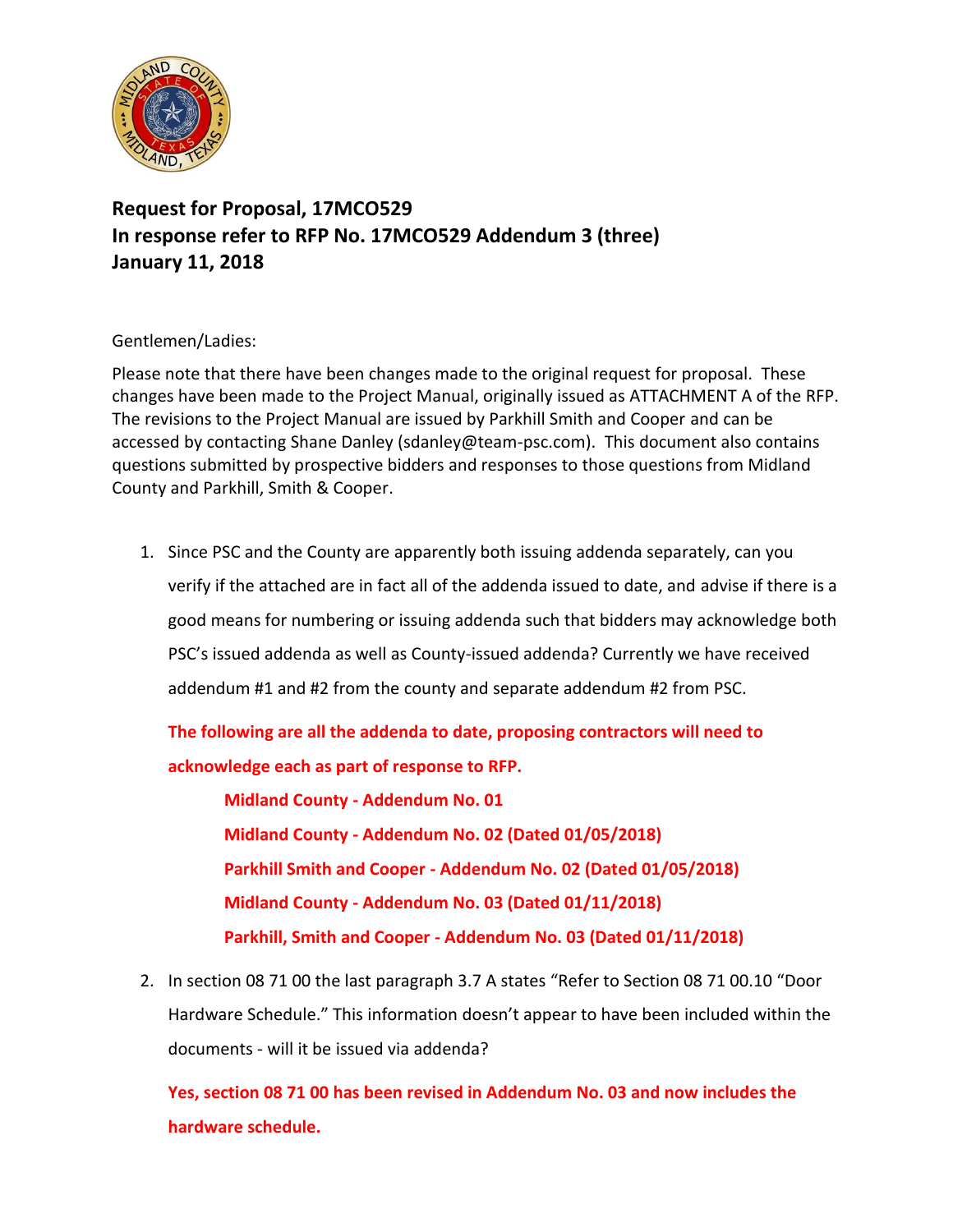**Request for Proposal, 17MCO529**
**In response refer to RFP No. 17MCO529 Addendum 3 (three)**
**January 11, 2018**

Gentlemen/Ladies:

Please note that there have been changes made to the original request for proposal. These changes have been made to the Project Manual, originally issued as ATTACHMENT A of the RFP. The revisions to the Project Manual are issued by Parkhill Smith and Cooper and can be accessed by contacting Shane Danley (sdanley@team-psc.com). This document also contains questions submitted by prospective bidders and responses to those questions from Midland County and Parkhill, Smith & Cooper.

1. Since PSC and the County are apparently both issuing addenda separately, can you verify if the attached are in fact all of the addenda issued to date, and advise if there is a good means for numbering or issuing addenda such that bidders may acknowledge both PSC's issued addenda as well as County-issued addenda? Currently we have received addendum #1 and #2 from the county and separate addendum #2 from PSC.

   **The following are all the addenda to date, proposing contractors will need to acknowledge each as part of response to RFP.**

   **Midland County - Addendum No. 01**
   **Midland County - Addendum No. 02 (Dated 01/05/2018)**
   **Parkhill Smith and Cooper - Addendum No. 02 (Dated 01/05/2018)**
   **Midland County - Addendum No. 03 (Dated 01/11/2018)**
   **Parkhill, Smith and Cooper - Addendum No. 03 (Dated 01/11/2018)**

2. In section 08 71 00 the last paragraph 3.7 A states "Refer to Section 08 71 00.10 "Door Hardware Schedule." This information doesn't appear to have been included within the documents - will it be issued via addenda?

   **Yes, section 08 71 00 has been revised in Addendum No. 03 and now includes the hardware schedule.**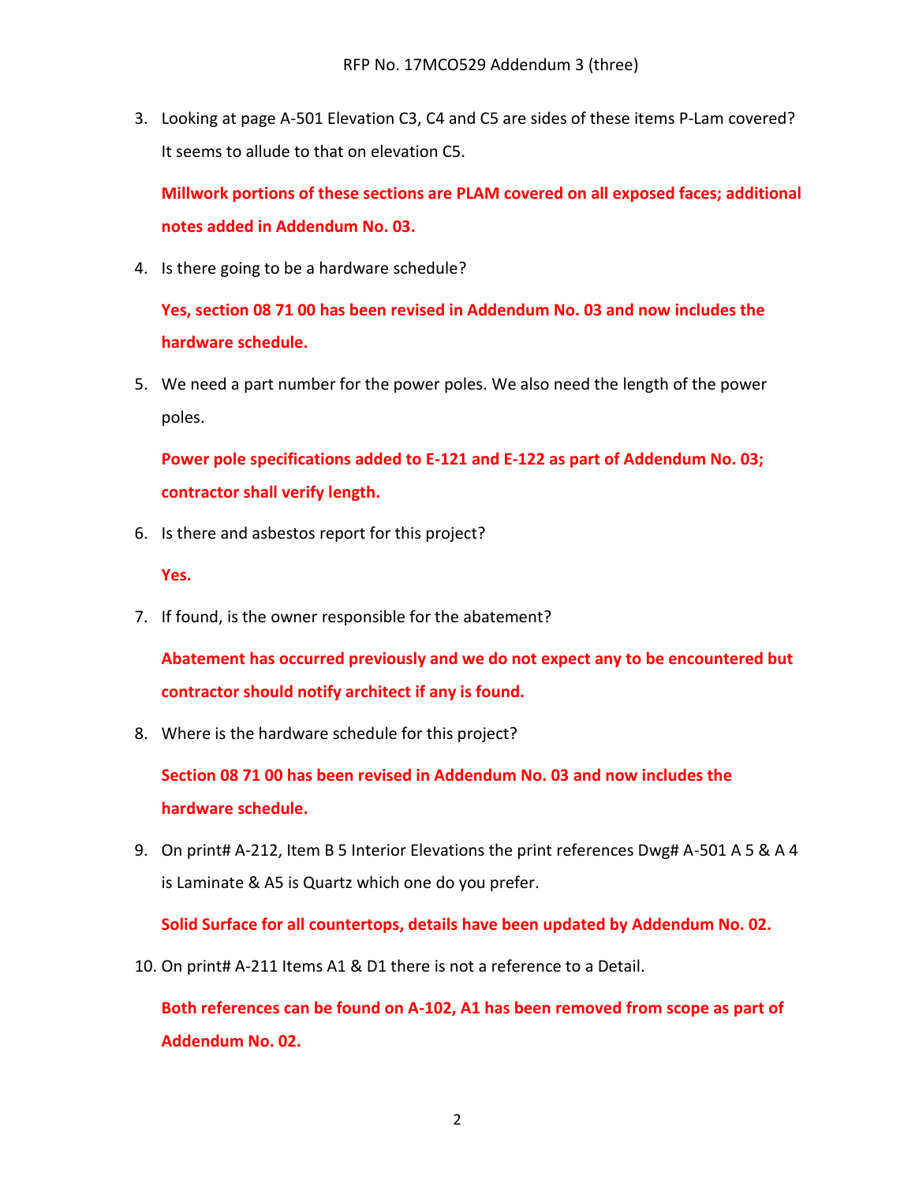3. Looking at page A-501 Elevation C3, C4 and C5 are sides of these items P-Lam covered? It seems to allude to that on elevation C5.

   **Millwork portions of these sections are PLAM covered on all exposed faces; additional notes added in Addendum No. 03.**

4. Is there going to be a hardware schedule?

   **Yes, section 08 71 00 has been revised in Addendum No. 03 and now includes the hardware schedule.**

5. We need a part number for the power poles. We also need the length of the power poles.

   **Power pole specifications added to E-121 and E-122 as part of Addendum No. 03; contractor shall verify length.**

6. Is there and asbestos report for this project?

   **Yes.**

7. If found, is the owner responsible for the abatement?

   **Abatement has occurred previously and we do not expect any to be encountered but contractor should notify architect if any is found.**

8. Where is the hardware schedule for this project?

   **Section 08 71 00 has been revised in Addendum No. 03 and now includes the hardware schedule.**

9. On print# A-212, Item B 5 Interior Elevations the print references Dwg# A-501 A 5 & A 4 is Laminate & A5 is Quartz which one do you prefer.

   **Solid Surface for all countertops, details have been updated by Addendum No. 02.**

10. On print# A-211 Items A1 & D1 there is not a reference to a Detail.

    **Both references can be found on A-102, A1 has been removed from scope as part of Addendum No. 02.**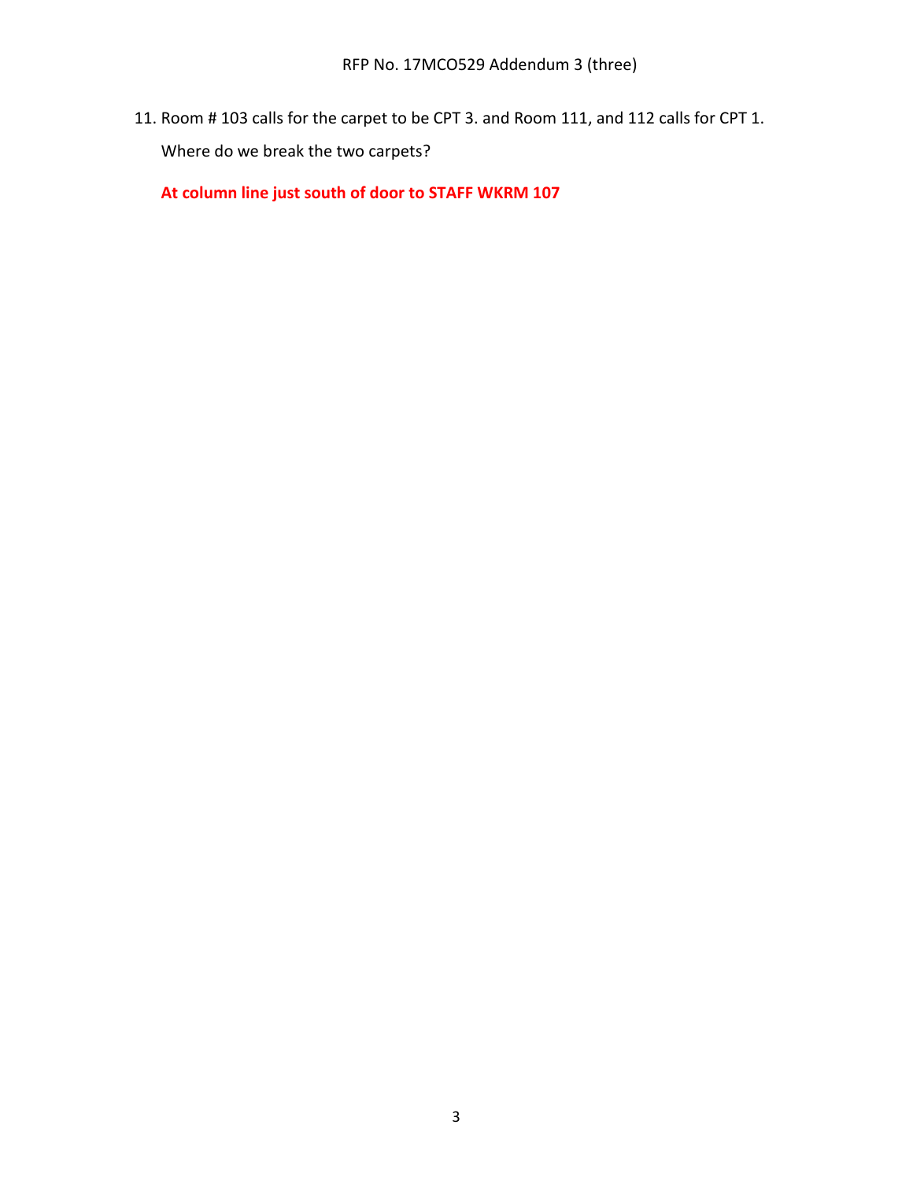11. Room # 103 calls for the carpet to be CPT 3. and Room 111, and 112 calls for CPT 1. Where do we break the two carpets?

    **At column line just south of door to STAFF WKRM 107**